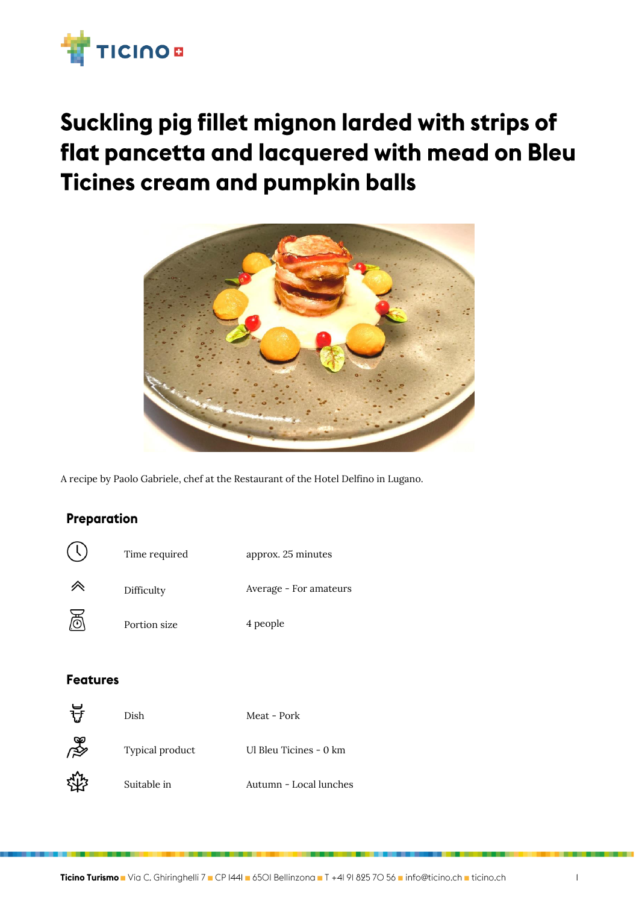# Suckling pig fillet mignon larded with strips of flat pancetta and lacquered with mead on Bleu Ticines cream and pumpkin balls

A recipe by Paolo Gabriele, chef at the Restaurant of the Hotel Delfino in Lugano.

## Preparation

| | |
|---|---|
| Time required | approx. 25 minutes |
| Difficulty | Average - For amateurs |
| Portion size | 4 people |

## Features

| | |
|---|---|
| Dish | Meat - Pork |
| Typical product | Ul Bleu Ticines - 0 km |
| Suitable in | Autumn - Local lunches |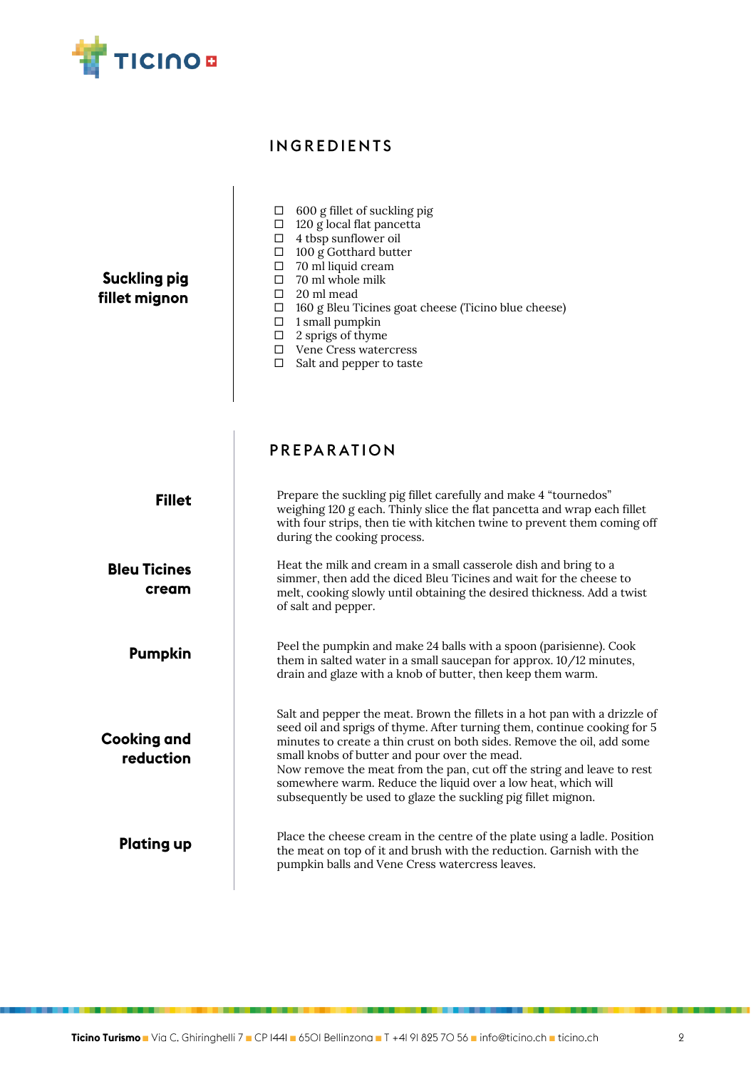# Suckling pig fillet mignon

## INGREDIENTS

- ☐ 600 g fillet of suckling pig
- ☐ 120 g local flat pancetta
- ☐ 4 tbsp sunflower oil
- ☐ 100 g Gotthard butter
- ☐ 70 ml liquid cream
- ☐ 70 ml whole milk
- ☐ 20 ml mead
- ☐ 160 g Bleu Ticines goat cheese (Ticino blue cheese)
- ☐ 1 small pumpkin
- ☐ 2 sprigs of thyme
- ☐ Vene Cress watercress
- ☐ Salt and pepper to taste

## PREPARATION

### Fillet

Prepare the suckling pig fillet carefully and make 4 "tournedos" weighing 120 g each. Thinly slice the flat pancetta and wrap each fillet with four strips, then tie with kitchen twine to prevent them coming off during the cooking process.

### Bleu Ticines cream

Heat the milk and cream in a small casserole dish and bring to a simmer, then add the diced Bleu Ticines and wait for the cheese to melt, cooking slowly until obtaining the desired thickness. Add a twist of salt and pepper.

### Pumpkin

Peel the pumpkin and make 24 balls with a spoon (parisienne). Cook them in salted water in a small saucepan for approx. 10/12 minutes, drain and glaze with a knob of butter, then keep them warm.

### Cooking and reduction

Salt and pepper the meat. Brown the fillets in a hot pan with a drizzle of seed oil and sprigs of thyme. After turning them, continue cooking for 5 minutes to create a thin crust on both sides. Remove the oil, add some small knobs of butter and pour over the mead.
Now remove the meat from the pan, cut off the string and leave to rest somewhere warm. Reduce the liquid over a low heat, which will subsequently be used to glaze the suckling pig fillet mignon.

### Plating up

Place the cheese cream in the centre of the plate using a ladle. Position the meat on top of it and brush with the reduction. Garnish with the pumpkin balls and Vene Cress watercress leaves.